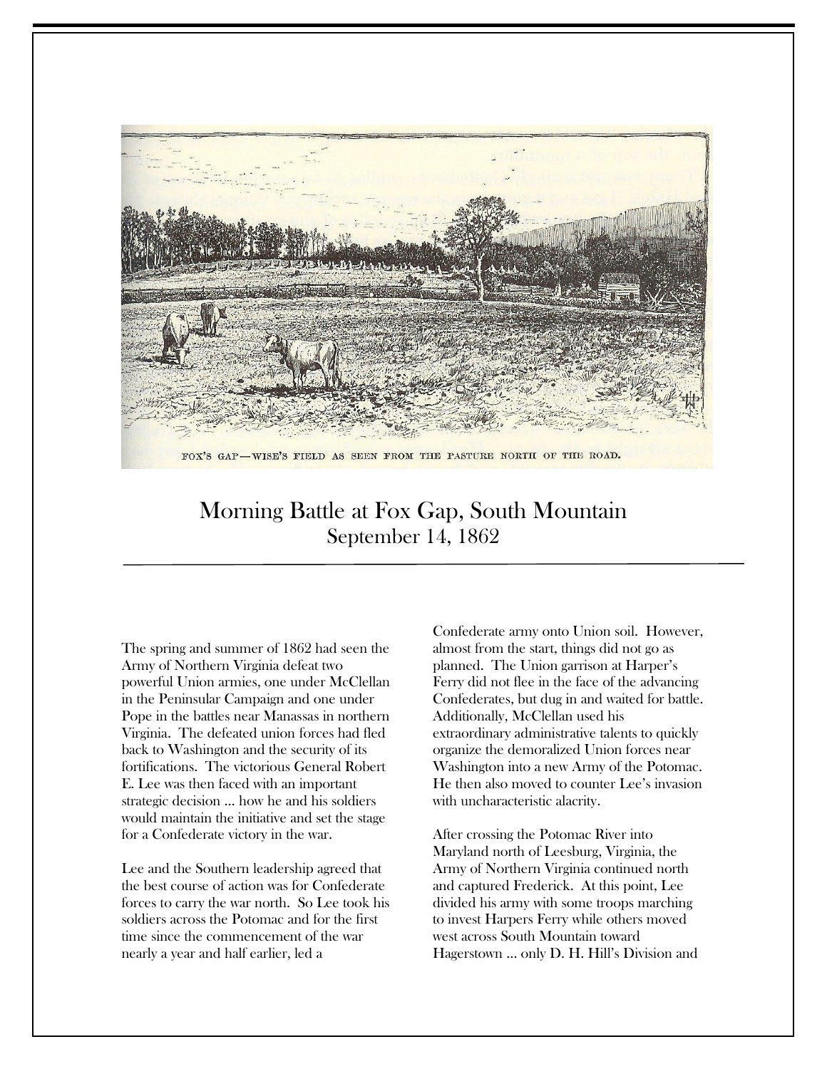FOX'S GAP—WISE'S FIELD AS SEEN FROM THE PASTURE NORTH OF THE ROAD.

# Morning Battle at Fox Gap, South Mountain

## September 14, 1862

The spring and summer of 1862 had seen the Army of Northern Virginia defeat two powerful Union armies, one under McClellan in the Peninsular Campaign and one under Pope in the battles near Manassas in northern Virginia. The defeated union forces had fled back to Washington and the security of its fortifications. The victorious General Robert E. Lee was then faced with an important strategic decision … how he and his soldiers would maintain the initiative and set the stage for a Confederate victory in the war.

Lee and the Southern leadership agreed that the best course of action was for Confederate forces to carry the war north. So Lee took his soldiers across the Potomac and for the first time since the commencement of the war nearly a year and half earlier, led a Confederate army onto Union soil. However, almost from the start, things did not go as planned. The Union garrison at Harper's Ferry did not flee in the face of the advancing Confederates, but dug in and waited for battle. Additionally, McClellan used his extraordinary administrative talents to quickly organize the demoralized Union forces near Washington into a new Army of the Potomac. He then also moved to counter Lee's invasion with uncharacteristic alacrity.

After crossing the Potomac River into Maryland north of Leesburg, Virginia, the Army of Northern Virginia continued north and captured Frederick. At this point, Lee divided his army with some troops marching to invest Harpers Ferry while others moved west across South Mountain toward Hagerstown … only D. H. Hill's Division and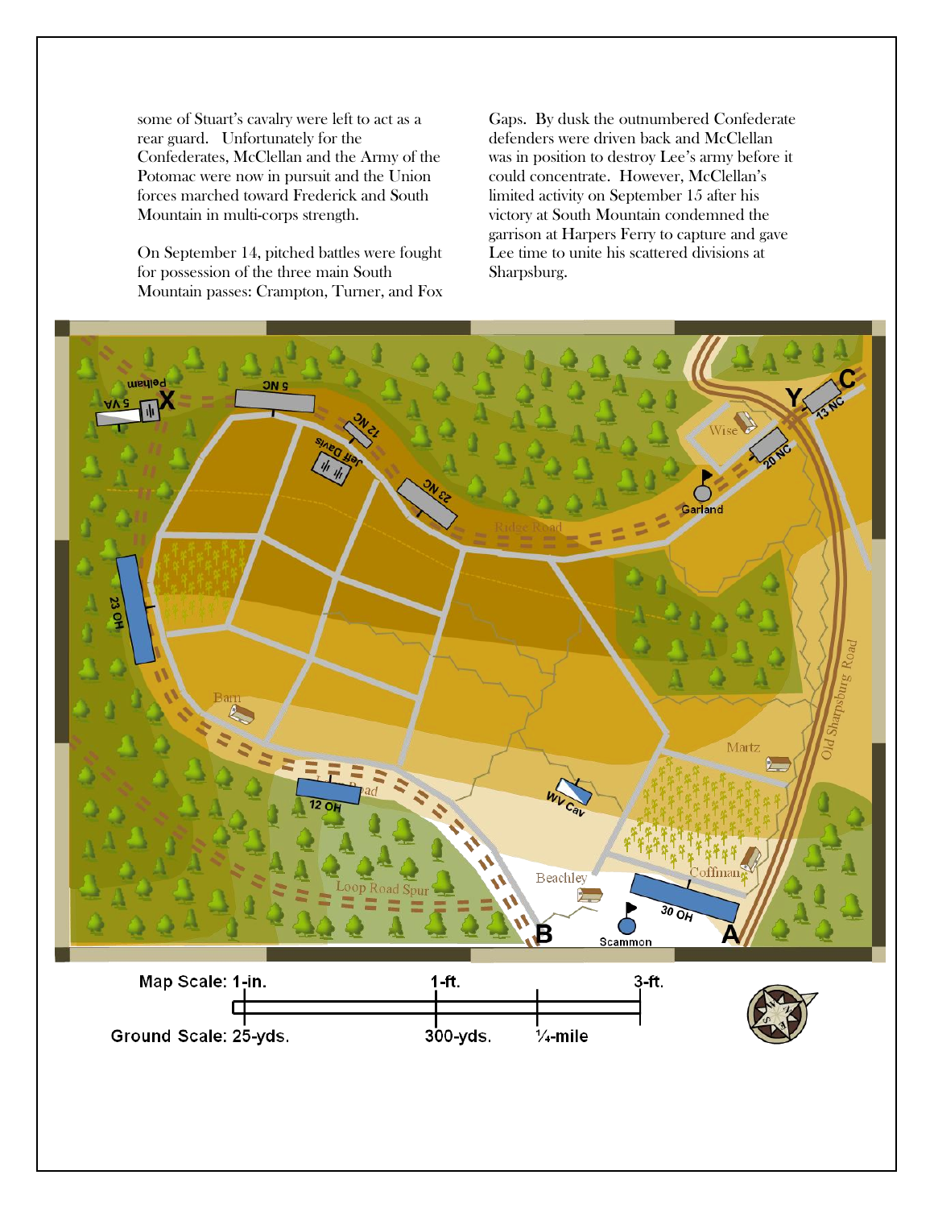some of Stuart's cavalry were left to act as a rear guard. Unfortunately for the Confederates, McClellan and the Army of the Potomac were now in pursuit and the Union forces marched toward Frederick and South Mountain in multi-corps strength.

On September 14, pitched battles were fought for possession of the three main South Mountain passes: Crampton, Turner, and Fox Gaps. By dusk the outnumbered Confederate defenders were driven back and McClellan was in position to destroy Lee's army before it could concentrate. However, McClellan's limited activity on September 15 after his victory at South Mountain condemned the garrison at Harpers Ferry to capture and gave Lee time to unite his scattered divisions at Sharpsburg.

Map Scale: 1-in. | 1-ft. | 3-ft.

Ground Scale: 25-yds. | 300-yds. | ¼-mile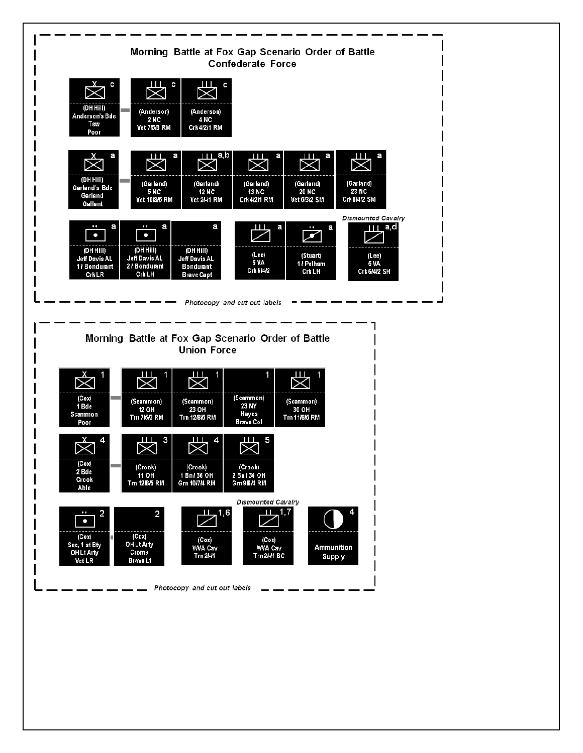# Morning Battle at Fox Gap Scenario Order of Battle

## Confederate Force

| Unit | Label |
| --- | --- |
| X c | (DH Hill) Anderson's Bde Tew Poor |
| III c | (Anderson) 2 NC Vet 7/5/3 RM |
| III c | (Anderson) 4 NC Crk 4/2/1 RM |
| X a | (DH Hill) Garland's Bde Garland Gallant |
| III a | (Garland) 5 NC Vet 10/8/5 RM |
| III a,b | (Garland) 12 NC Vet 2/-/1 RM |
| III a | (Garland) 13 NC Crk 4/2/1 RM |
| III a | (Garland) 20 NC Vet 5/3/2 SM |
| III a | (Garland) 23 NC Crk 6/4/2 SM |
| •• a | (DH Hill) Jeff Davis AL 1 / Bondurant Crk LR |
| •• a | (DH Hill) Jeff Davis AL 2 / Bondurant Crk LH |
| a | (DH Hill) Jeff Davis AL Bondurant Brave Capt |
| III a | (Lee) 5 VA Crk 6/4/2 |
| •• a | (Stuart) 1 / Pelham Crk LH |
| III a,d (Dismounted Cavalry) | (Lee) 5 VA Crk 6/4/2 SH |

*Photocopy and cut out labels*

## Union Force

| Unit | Label |
| --- | --- |
| X 1 | (Cox) 1 Bde Scammon Poor |
| III 1 | (Scammon) 12 OH Trn 7/5/3 RM |
| III 1 | (Scammon) 23 OH Trn 12/8/5 RM |
| 1 | (Scammon) 23 NY Hayes Brave Col |
| III 1 | (Scammon) 30 OH Trn 11/8/5 RM |
| X 4 | (Cox) 2 Bde Crook Able |
| III 3 | (Crook) 11 OH Trn 12/8/5 RM |
| III 4 | (Crook) 1 Bn / 36 OH Grn 10/7/4 RM |
| III 5 | (Crook) 2 Bn / 36 OH Grn 9/6/4 RM |
| •• 2 | (Cox) Sec, 1 st Bty OH Lt Arty Vet LR |
| 2 | (Cox) OH Lt Arty Crome Brave Lt |
| II 1,6 | (Cox) WVA Cav Trn 2/-/1 |
| II 1,7 (Dismounted Cavalry) | (Cox) WVA Cav Trn 2/-/1 BC |
| 4 | Ammunition Supply |

*Photocopy and cut out labels*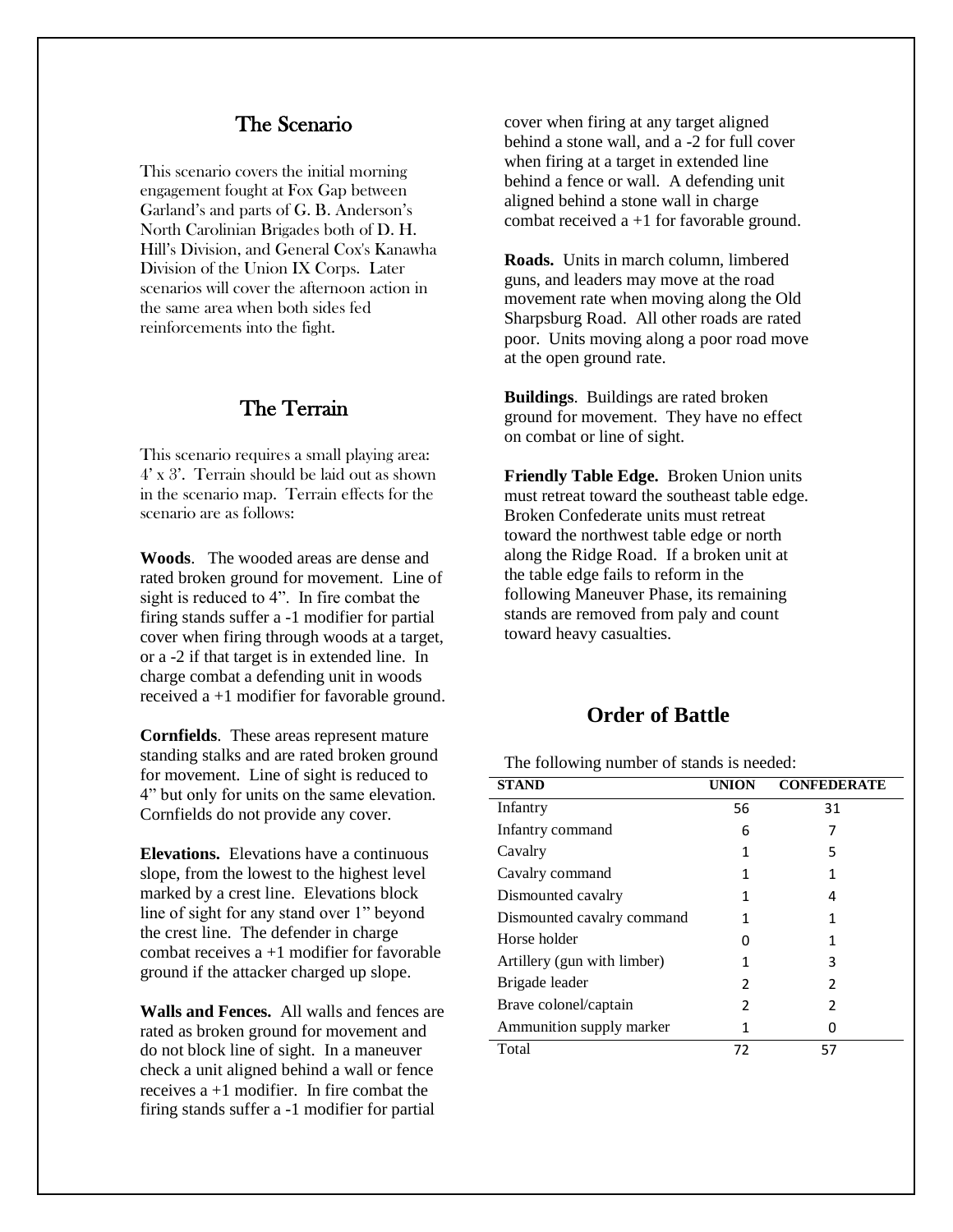## The Scenario

This scenario covers the initial morning engagement fought at Fox Gap between Garland's and parts of G. B. Anderson's North Carolinian Brigades both of D. H. Hill's Division, and General Cox's Kanawha Division of the Union IX Corps. Later scenarios will cover the afternoon action in the same area when both sides fed reinforcements into the fight.

## The Terrain

This scenario requires a small playing area: 4' x 3'. Terrain should be laid out as shown in the scenario map. Terrain effects for the scenario are as follows:

**Woods**. The wooded areas are dense and rated broken ground for movement. Line of sight is reduced to 4". In fire combat the firing stands suffer a -1 modifier for partial cover when firing through woods at a target, or a -2 if that target is in extended line. In charge combat a defending unit in woods received a +1 modifier for favorable ground.

**Cornfields**. These areas represent mature standing stalks and are rated broken ground for movement. Line of sight is reduced to 4" but only for units on the same elevation. Cornfields do not provide any cover.

**Elevations.** Elevations have a continuous slope, from the lowest to the highest level marked by a crest line. Elevations block line of sight for any stand over 1" beyond the crest line. The defender in charge combat receives a +1 modifier for favorable ground if the attacker charged up slope.

**Walls and Fences.** All walls and fences are rated as broken ground for movement and do not block line of sight. In a maneuver check a unit aligned behind a wall or fence receives a +1 modifier. In fire combat the firing stands suffer a -1 modifier for partial cover when firing at any target aligned behind a stone wall, and a -2 for full cover when firing at a target in extended line behind a fence or wall. A defending unit aligned behind a stone wall in charge combat received a +1 for favorable ground.

**Roads.** Units in march column, limbered guns, and leaders may move at the road movement rate when moving along the Old Sharpsburg Road. All other roads are rated poor. Units moving along a poor road move at the open ground rate.

**Buildings**. Buildings are rated broken ground for movement. They have no effect on combat or line of sight.

**Friendly Table Edge.** Broken Union units must retreat toward the southeast table edge. Broken Confederate units must retreat toward the northwest table edge or north along the Ridge Road. If a broken unit at the table edge fails to reform in the following Maneuver Phase, its remaining stands are removed from paly and count toward heavy casualties.

## Order of Battle

The following number of stands is needed:

| STAND | UNION | CONFEDERATE |
|---|---|---|
| Infantry | 56 | 31 |
| Infantry command | 6 | 7 |
| Cavalry | 1 | 5 |
| Cavalry command | 1 | 1 |
| Dismounted cavalry | 1 | 4 |
| Dismounted cavalry command | 1 | 1 |
| Horse holder | 0 | 1 |
| Artillery (gun with limber) | 1 | 3 |
| Brigade leader | 2 | 2 |
| Brave colonel/captain | 2 | 2 |
| Ammunition supply marker | 1 | 0 |
| Total | 72 | 57 |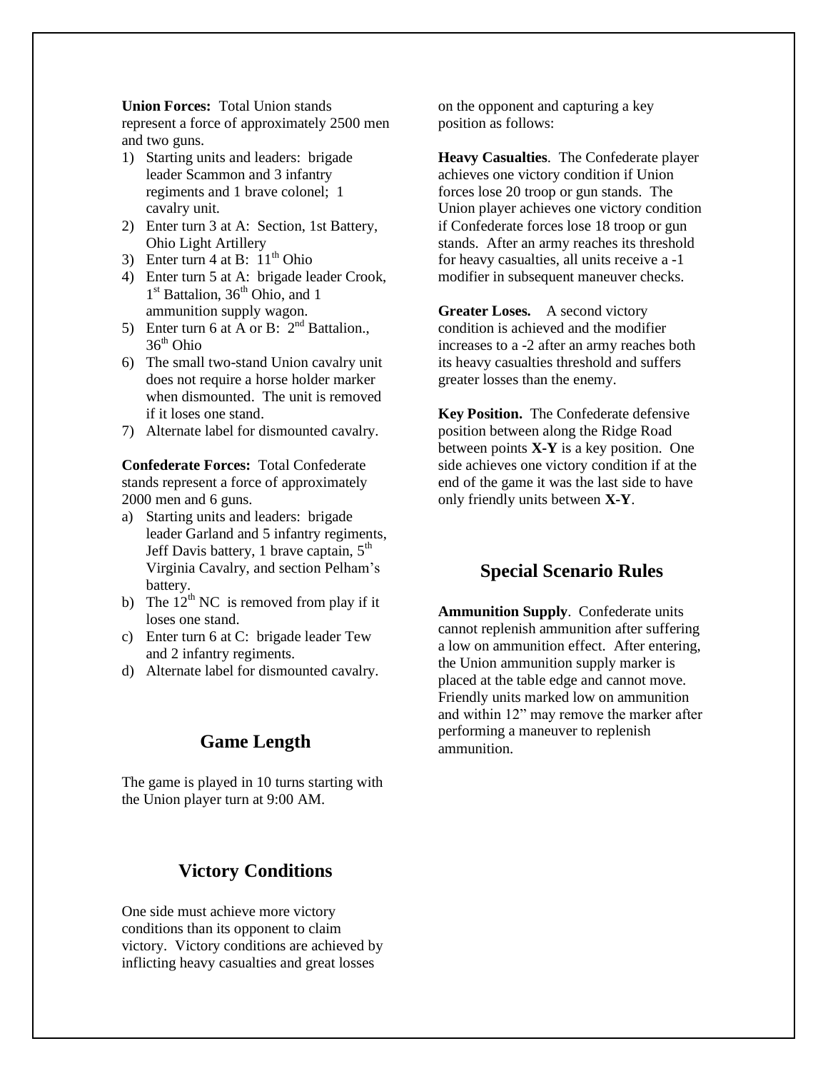**Union Forces:** Total Union stands represent a force of approximately 2500 men and two guns.

1) Starting units and leaders: brigade leader Scammon and 3 infantry regiments and 1 brave colonel; 1 cavalry unit.
2) Enter turn 3 at A: Section, 1st Battery, Ohio Light Artillery
3) Enter turn 4 at B: 11th Ohio
4) Enter turn 5 at A: brigade leader Crook, 1st Battalion, 36th Ohio, and 1 ammunition supply wagon.
5) Enter turn 6 at A or B: 2nd Battalion., 36th Ohio
6) The small two-stand Union cavalry unit does not require a horse holder marker when dismounted. The unit is removed if it loses one stand.
7) Alternate label for dismounted cavalry.

**Confederate Forces:** Total Confederate stands represent a force of approximately 2000 men and 6 guns.

a) Starting units and leaders: brigade leader Garland and 5 infantry regiments, Jeff Davis battery, 1 brave captain, 5th Virginia Cavalry, and section Pelham's battery.
b) The 12th NC is removed from play if it loses one stand.
c) Enter turn 6 at C: brigade leader Tew and 2 infantry regiments.
d) Alternate label for dismounted cavalry.

## Game Length

The game is played in 10 turns starting with the Union player turn at 9:00 AM.

## Victory Conditions

One side must achieve more victory conditions than its opponent to claim victory. Victory conditions are achieved by inflicting heavy casualties and great losses on the opponent and capturing a key position as follows:

**Heavy Casualties**. The Confederate player achieves one victory condition if Union forces lose 20 troop or gun stands. The Union player achieves one victory condition if Confederate forces lose 18 troop or gun stands. After an army reaches its threshold for heavy casualties, all units receive a -1 modifier in subsequent maneuver checks.

**Greater Loses.** A second victory condition is achieved and the modifier increases to a -2 after an army reaches both its heavy casualties threshold and suffers greater losses than the enemy.

**Key Position.** The Confederate defensive position between along the Ridge Road between points **X-Y** is a key position. One side achieves one victory condition if at the end of the game it was the last side to have only friendly units between **X-Y**.

## Special Scenario Rules

**Ammunition Supply**. Confederate units cannot replenish ammunition after suffering a low on ammunition effect. After entering, the Union ammunition supply marker is placed at the table edge and cannot move. Friendly units marked low on ammunition and within 12" may remove the marker after performing a maneuver to replenish ammunition.